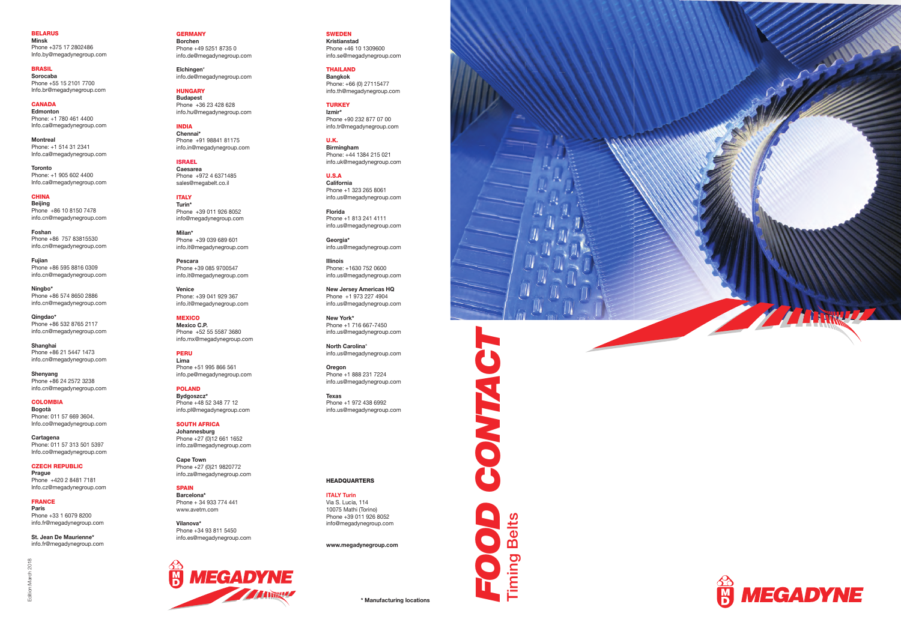**BELARUS**
**Minsk**
Phone +375 17 2802486
Info.by@megadynegroup.com

**BRASIL**
**Sorocaba**
Phone +55 15 2101 7700
Info.br@megadynegroup.com

**CANADA**
**Edmonton**
Phone: +1 780 461 4400
Info.ca@megadynegroup.com

**Montreal**
Phone: +1 514 31 2341
Info.ca@megadynegroup.com

**Toronto**
Phone: +1 905 602 4400
Info.ca@megadynegroup.com

**CHINA**
**Beijing**
Phone +86 10 8150 7478
info.cn@megadynegroup.com

**Foshan**
Phone +86 757 83815530
info.cn@megadynegroup.com

**Fujian**
Phone +86 595 8816 0309
info.cn@megadynegroup.com

**Ningbo***
Phone +86 574 8650 2886
info.cn@megadynegroup.com

**Qingdao***
Phone +86 532 8765 2117
info.cn@megadynegroup.com

**Shanghai**
Phone +86 21 5447 1473
info.cn@megadynegroup.com

**Shenyang**
Phone +86 24 2572 3238
info.cn@megadynegroup.com

**COLOMBIA**
**Bogotà**
Phone: 011 57 669 3604.
Info.co@megadynegroup.com

**Cartagena**
Phone: 011 57 313 501 5397
Info.co@megadynegroup.com

**CZECH REPUBLIC**
**Prague**
Phone +420 2 8481 7181
Info.cz@megadynegroup.com

**FRANCE**
**Paris**
Phone +33 1 6079 8200
info.fr@megadynegroup.com

**St. Jean De Maurienne***
info.fr@megadynegroup.com

Edition March 2018

**GERMANY**
**Borchen**
Phone +49 5251 8735 0
info.de@megadynegroup.com

**Elchingen***
info.de@megadynegroup.com

**HUNGARY**
**Budapest**
Phone +36 23 428 628
info.hu@megadynegroup.com

**INDIA**
**Chennai***
Phone +91 98841 81175
info.in@megadynegroup.com

**ISRAEL**
**Caesarea**
Phone +972 4 6371485
sales@megabelt.co.il

**ITALY**
**Turin***
Phone +39 011 926 8052
info@megadynegroup.com

**Milan***
Phone +39 039 689 601
info.it@megadynegroup.com

**Pescara**
Phone +39 085 9700547
info.it@megadynegroup.com

**Venice**
Phone: +39 041 929 367
info.it@megadynegroup.com

**MEXICO**
**Mexico C.P.**
Phone +52 55 5587 3680
info.mx@megadynegroup.com

**PERU**
**Lima**
Phone +51 995 866 561
info.pe@megadynegroup.com

**POLAND**
**Bydgoszcz***
Phone +48 52 348 77 12
info.pl@megadynegroup.com

**SOUTH AFRICA**
**Johannesburg**
Phone +27 (0)12 661 1652
info.za@megadynegroup.com

**Cape Town**
Phone +27 (0)21 9820772
info.za@megadynegroup.com

**SPAIN**
**Barcelona***
Phone + 34 933 774 441
www.avetm.com

**Vilanova***
Phone +34 93 811 5450
info.es@megadynegroup.com

MEGADYNE

**SWEDEN**
**Kristianstad**
Phone +46 10 1309600
info.se@megadynegroup.com

**THAILAND**
**Bangkok**
Phone: +66 (0) 27115477
info.th@megadynegroup.com

**TURKEY**
**Izmir***
Phone +90 232 877 07 00
info.tr@megadynegroup.com

**U.K.**
**Birmingham**
Phone: +44 1384 215 021
info.uk@megadynegroup.com

**U.S.A**
**California**
Phone +1 323 265 8061
info.us@megadynegroup.com

**Florida**
Phone +1 813 241 4111
info.us@megadynegroup.com

**Georgia***
info.us@megadynegroup.com

**Illinois**
Phone: +1630 752 0600
info.us@megadynegroup.com

**New Jersey Americas HQ**
Phone +1 973 227 4904
info.us@megadynegroup.com

**New York***
Phone +1 716 667-7450
info.us@megadynegroup.com

**North Carolina***
info.us@megadynegroup.com

**Oregon**
Phone +1 888 231 7224
info.us@megadynegroup.com

**Texas**
Phone +1 972 438 6992
info.us@megadynegroup.com

**HEADQUARTERS**

**ITALY Turin**
Via S. Lucia, 114
10075 Mathi (Torino)
Phone +39 011 926 8052
info@megadynegroup.com

**www.megadynegroup.com**

**\* Manufacturing locations**

# FOOD CONTACT

## Timing Belts

MEGADYNE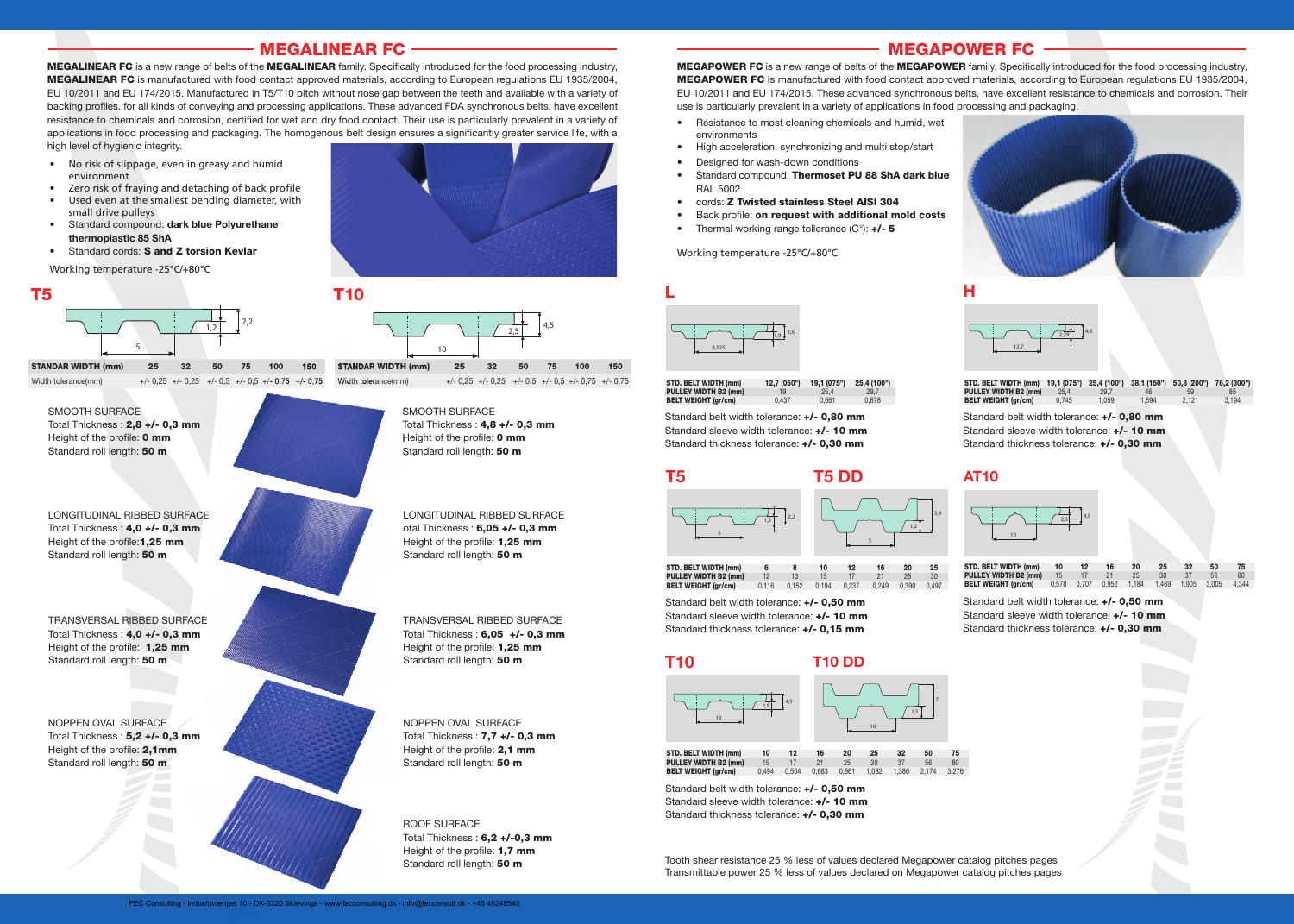# MEGALINEAR FC

**MEGALINEAR FC** is a new range of belts of the **MEGALINEAR** family. Specifically introduced for the food processing industry, **MEGALINEAR FC** is manufactured with food contact approved materials, according to European regulations EU 1935/2004, EU 10/2011 and EU 174/2015. Manufactured in T5/T10 pitch without nose gap between the teeth and available with a variety of backing profiles, for all kinds of conveying and processing applications. These advanced FDA synchronous belts, have excellent resistance to chemicals and corrosion, certified for wet and dry food contact. Their use is particularly prevalent in a variety of applications in food processing and packaging. The homogenous belt design ensures a significantly greater service life, with a high level of hygienic integrity.

- No risk of slippage, even in greasy and humid environment
- Zero risk of fraying and detaching of back profile
- Used even at the smallest bending diameter, with small drive pulleys
- Standard compound: **dark blue Polyurethane thermoplastic 85 ShA**
- Standard cords: **S and Z torsion Kevlar**

Working temperature -25°C/+80°C

## T5

| STANDAR WIDTH (mm) | 25 | 32 | 50 | 75 | 100 | 150 |
|---|---|---|---|---|---|---|
| Width tolerance(mm) | +/- 0,25 | +/- 0,25 | +/- 0,5 | +/- 0,5 | +/- 0,75 | +/- 0,75 |

SMOOTH SURFACE
Total Thickness : **2,8 +/- 0,3 mm**
Height of the profile: **0 mm**
Standard roll length: **50 m**

LONGITUDINAL RIBBED SURFACE
Total Thickness : **4,0 +/- 0,3 mm**
Height of the profile:**1,25 mm**
Standard roll length: **50 m**

TRANSVERSAL RIBBED SURFACE
Total Thickness : **4,0 +/- 0,3 mm**
Height of the profile: **1,25 mm**
Standard roll length: **50 m**

NOPPEN OVAL SURFACE
Total Thickness : **5,2 +/- 0,3 mm**
Height of the profile: **2,1mm**
Standard roll length: **50 m**

## T10

| STANDAR WIDTH (mm) | 25 | 32 | 50 | 75 | 100 | 150 |
|---|---|---|---|---|---|---|
| Width tolerance(mm) | +/- 0,25 | +/- 0,25 | +/- 0,5 | +/- 0,5 | +/- 0,75 | +/- 0,75 |

SMOOTH SURFACE
Total Thickness : **4,8 +/- 0,3 mm**
Height of the profile: **0 mm**
Standard roll length: **50 m**

LONGITUDINAL RIBBED SURFACE
otal Thickness : **6,05 +/- 0,3 mm**
Height of the profile: **1,25 mm**
Standard roll length: **50 m**

TRANSVERSAL RIBBED SURFACE
Total Thickness : **6,05 +/- 0,3 mm**
Height of the profile: **1,25 mm**
Standard roll length: **50 m**

NOPPEN OVAL SURFACE
Total Thickness : **7,7 +/- 0,3 mm**
Height of the profile: **2,1 mm**
Standard roll length: **50 m**

ROOF SURFACE
Total Thickness : **6,2 +/-0,3 mm**
Height of the profile: **1,7 mm**
Standard roll length: **50 m**

# MEGAPOWER FC

**MEGAPOWER FC** is a new range of belts of the **MEGAPOWER** family. Specifically introduced for the food processing industry, **MEGAPOWER FC** is manufactured with food contact approved materials, according to European regulations EU 1935/2004, EU 10/2011 and EU 174/2015. These advanced synchronous belts, have excellent resistance to chemicals and corrosion. Their use is particularly prevalent in a variety of applications in food processing and packaging.

- Resistance to most cleaning chemicals and humid, wet environments
- High acceleration, synchronizing and multi stop/start
- Designed for wash-down conditions
- Standard compound: **Thermoset PU 88 ShA dark blue** RAL 5002
- cords: **Z Twisted stainless Steel AISI 304**
- Back profile: **on request with additional mold costs**
- Thermal working range tollerance (C°): **+/- 5**

Working temperature -25°C/+80°C

## L

| STD. BELT WIDTH (mm) | 12,7 (050") | 19,1 (075") | 25,4 (100") |
|---|---|---|---|
| PULLEY WIDTH B2 (mm) | 19 | 25,4 | 29,7 |
| BELT WEIGHT (gr/cm) | 0,437 | 0,661 | 0,878 |

Standard belt width tolerance: **+/- 0,80 mm**
Standard sleeve width tolerance: **+/- 10 mm**
Standard thickness tolerance: **+/- 0,30 mm**

## H

| STD. BELT WIDTH (mm) | 19,1 (075") | 25,4 (100") | 38,1 (150") | 50,8 (200") | 76,2 (300") |
|---|---|---|---|---|---|
| PULLEY WIDTH B2 (mm) | 25,4 | 29,7 | 46 | 59 | 85 |
| BELT WEIGHT (gr/cm) | 0,745 | 1,059 | 1,594 | 2,121 | 3,194 |

Standard belt width tolerance: **+/- 0,80 mm**
Standard sleeve width tolerance: **+/- 10 mm**
Standard thickness tolerance: **+/- 0,30 mm**

## T5 / T5 DD

| STD. BELT WIDTH (mm) | 6 | 8 | 10 | 12 | 16 | 20 | 25 |
|---|---|---|---|---|---|---|---|
| PULLEY WIDTH B2 (mm) | 12 | 13 | 15 | 17 | 21 | 25 | 30 |
| BELT WEIGHT (gr/cm) | 0,116 | 0,152 | 0,194 | 0,237 | 0,249 | 0,390 | 0,497 |

Standard belt width tolerance: **+/- 0,50 mm**
Standard sleeve width tolerance: **+/- 10 mm**
Standard thickness tolerance: **+/- 0,15 mm**

## AT10

| STD. BELT WIDTH (mm) | 10 | 12 | 16 | 20 | 25 | 32 | 50 | 75 |
|---|---|---|---|---|---|---|---|---|
| PULLEY WIDTH B2 (mm) | 15 | 17 | 21 | 25 | 30 | 37 | 56 | 80 |
| BELT WEIGHT (gr/cm) | 0,578 | 0,707 | 0,952 | 1,184 | 1,469 | 1,905 | 3,005 | 4,344 |

Standard belt width tolerance: **+/- 0,50 mm**
Standard sleeve width tolerance: **+/- 10 mm**
Standard thickness tolerance: **+/- 0,30 mm**

## T10 / T10 DD

| STD. BELT WIDTH (mm) | 10 | 12 | 16 | 20 | 25 | 32 | 50 | 75 |
|---|---|---|---|---|---|---|---|---|
| PULLEY WIDTH B2 (mm) | 15 | 17 | 21 | 25 | 30 | 37 | 56 | 80 |
| BELT WEIGHT (gr/cm) | 0,494 | 0,504 | 0,683 | 0,861 | 1,082 | 1,386 | 2,174 | 3,276 |

Standard belt width tolerance: **+/- 0,50 mm**
Standard sleeve width tolerance: **+/- 10 mm**
Standard thickness tolerance: **+/- 0,30 mm**

Tooth shear resistance 25 % less of values declared Megapower catalog pitches pages
Transmittable power 25 % less of values declared on Megapower catalog pitches pages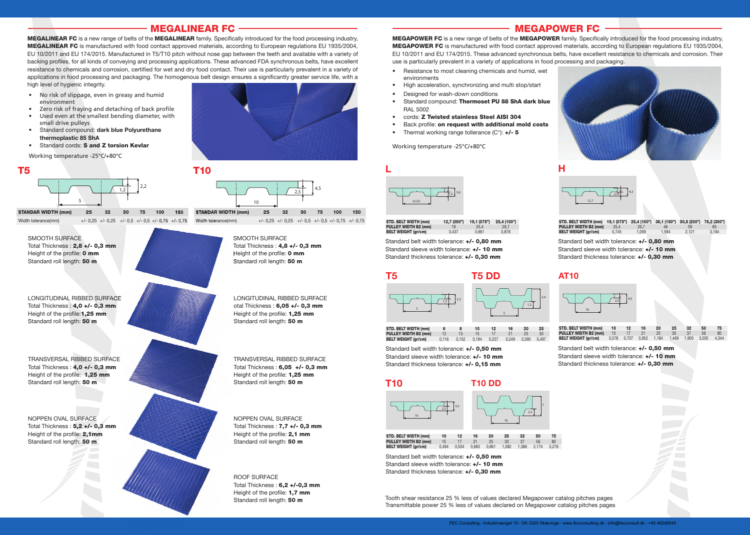## MEGALINEAR FC

**MEGALINEAR FC** is a new range of belts of the **MEGALINEAR** family. Specifically introduced for the food processing industry, **MEGALINEAR FC** is manufactured with food contact approved materials, according to European regulations EU 1935/2004, EU 10/2011 and EU 174/2015. Manufactured in T5/T10 pitch without nose gap between the teeth and available with a variety of backing profiles, for all kinds of conveying and processing applications. These advanced FDA synchronous belts, have excellent resistance to chemicals and corrosion, certified for wet and dry food contact. Their use is particularly prevalent in a variety of applications in food processing and packaging. The homogenous belt design ensures a significantly greater service life, with a high level of hygienic integrity.

- No risk of slippage, even in greasy and humid environment
- Zero risk of fraying and detaching of back profile
- Used even at the smallest bending diameter, with small drive pulleys
- Standard compound: **dark blue Polyurethane thermoplastic 85 ShA**
- Standard cords: **S and Z torsion Kevlar**

Working temperature -25°C/+80°C

### T5

2,2
1,2
5

| STANDAR WIDTH (mm) | 25 | 32 | 50 | 75 | 100 | 150 |
|---|---|---|---|---|---|---|
| Width tolerance(mm) | +/- 0,25 | +/- 0,25 | +/- 0,5 | +/- 0,5 | +/- 0,75 | +/- 0,75 |

SMOOTH SURFACE
Total Thickness : **2,8 +/- 0,3 mm**
Height of the profile: **0 mm**
Standard roll length: **50 m**

LONGITUDINAL RIBBED SURFACE
Total Thickness : **4,0 +/- 0,3 mm**
Height of the profile:**1,25 mm**
Standard roll length: **50 m**

TRANSVERSAL RIBBED SURFACE
Total Thickness : **4,0 +/- 0,3 mm**
Height of the profile: **1,25 mm**
Standard roll length: **50 m**

NOPPEN OVAL SURFACE
Total Thickness : **5,2 +/- 0,3 mm**
Height of the profile: **2,1mm**
Standard roll length: **50 m**

### T10

4,5
2,5
10

| STANDAR WIDTH (mm) | 25 | 32 | 50 | 75 | 100 | 150 |
|---|---|---|---|---|---|---|
| Width tolerance(mm) | +/- 0,25 | +/- 0,25 | +/- 0,5 | +/- 0,5 | +/- 0,75 | +/- 0,75 |

SMOOTH SURFACE
Total Thickness : **4,8 +/- 0,3 mm**
Height of the profile: **0 mm**
Standard roll length: **50 m**

LONGITUDINAL RIBBED SURFACE
otal Thickness : **6,05 +/- 0,3 mm**
Height of the profile: **1,25 mm**
Standard roll length: **50 m**

TRANSVERSAL RIBBED SURFACE
Total Thickness : **6,05 +/- 0,3 mm**
Height of the profile: **1,25 mm**
Standard roll length: **50 m**

NOPPEN OVAL SURFACE
Total Thickness : **7,7 +/- 0,3 mm**
Height of the profile: **2,1 mm**
Standard roll length: **50 m**

ROOF SURFACE
Total Thickness : **6,2 +/-0,3 mm**
Height of the profile: **1,7 mm**
Standard roll length: **50 m**

## MEGAPOWER FC

**MEGAPOWER FC** is a new range of belts of the **MEGAPOWER** family. Specifically introduced for the food processing industry, **MEGAPOWER FC** is manufactured with food contact approved materials, according to European regulations EU 1935/2004, EU 10/2011 and EU 174/2015. These advanced synchronous belts, have excellent resistance to chemicals and corrosion. Their use is particularly prevalent in a variety of applications in food processing and packaging.

- Resistance to most cleaning chemicals and humid, wet environments
- High acceleration, synchronizing and multi stop/start
- Designed for wash-down conditions
- Standard compound: **Thermoset PU 88 ShA dark blue** RAL 5002
- cords: **Z Twisted stainless Steel AISI 304**
- Back profile: **on request with additional mold costs**
- Thermal working range tollerance (C°): **+/- 5**

Working temperature -25°C/+80°C

### L

3,6
1,9
9,525

| STD. BELT WIDTH (mm) | 12,7 (050") | 19,1 (075") | 25,4 (100") |
|---|---|---|---|
| PULLEY WIDTH B2 (mm) | 19 | 25,4 | 29,7 |
| BELT WEIGHT (gr/cm) | 0,437 | 0,661 | 0,878 |

Standard belt width tolerance: **+/- 0,80 mm**
Standard sleeve width tolerance: **+/- 10 mm**
Standard thickness tolerance: **+/- 0,30 mm**

### H

4,3
2,29
12,7

| STD. BELT WIDTH (mm) | 19,1 (075") | 25,4 (100") | 38,1 (150") | 50,8 (200") | 76,2 (300") |
|---|---|---|---|---|---|
| PULLEY WIDTH B2 (mm) | 25,4 | 29,7 | 46 | 59 | 85 |
| BELT WEIGHT (gr/cm) | 0,745 | 1,059 | 1,594 | 2,121 | 3,194 |

Standard belt width tolerance: **+/- 0,80 mm**
Standard sleeve width tolerance: **+/- 10 mm**
Standard thickness tolerance: **+/- 0,30 mm**

### T5 / T5 DD

2,2
1,2
5

3,4
1,2
5

| STD. BELT WIDTH (mm) | 6 | 8 | 10 | 12 | 16 | 20 | 25 |
|---|---|---|---|---|---|---|---|
| PULLEY WIDTH B2 (mm) | 12 | 13 | 15 | 17 | 21 | 25 | 30 |
| BELT WEIGHT (gr/cm) | 0,116 | 0,152 | 0,194 | 0,237 | 0,249 | 0,390 | 0,497 |

Standard belt width tolerance: **+/- 0,50 mm**
Standard sleeve width tolerance: **+/- 10 mm**
Standard thickness tolerance: **+/- 0,15 mm**

### AT10

4,5
2,5
10

| STD. BELT WIDTH (mm) | 10 | 12 | 16 | 20 | 25 | 32 | 50 | 75 |
|---|---|---|---|---|---|---|---|---|
| PULLEY WIDTH B2 (mm) | 15 | 17 | 21 | 25 | 30 | 37 | 56 | 80 |
| BELT WEIGHT (gr/cm) | 0,578 | 0,707 | 0,952 | 1,184 | 1,469 | 1,905 | 3,005 | 4,344 |

Standard belt width tolerance: **+/- 0,50 mm**
Standard sleeve width tolerance: **+/- 10 mm**
Standard thickness tolerance: **+/- 0,30 mm**

### T10 / T10 DD

4,5
2,5
10

7
2,5
10

| STD. BELT WIDTH (mm) | 10 | 12 | 16 | 20 | 25 | 32 | 50 | 75 |
|---|---|---|---|---|---|---|---|---|
| PULLEY WIDTH B2 (mm) | 15 | 17 | 21 | 25 | 30 | 37 | 56 | 80 |
| BELT WEIGHT (gr/cm) | 0,494 | 0,504 | 0,683 | 0,861 | 1,082 | 1,386 | 2,174 | 3,276 |

Standard belt width tolerance: **+/- 0,50 mm**
Standard sleeve width tolerance: **+/- 10 mm**
Standard thickness tolerance: **+/- 0,30 mm**

Tooth shear resistance 25 % less of values declared Megapower catalog pitches pages
Transmittable power 25 % less of values declared on Megapower catalog pitches pages

FEC Consulting - Industrivænget 10 - DK-3320 Skævinge - www.fecconsulting.dk - info@fecconsult.dk - +45 48248545